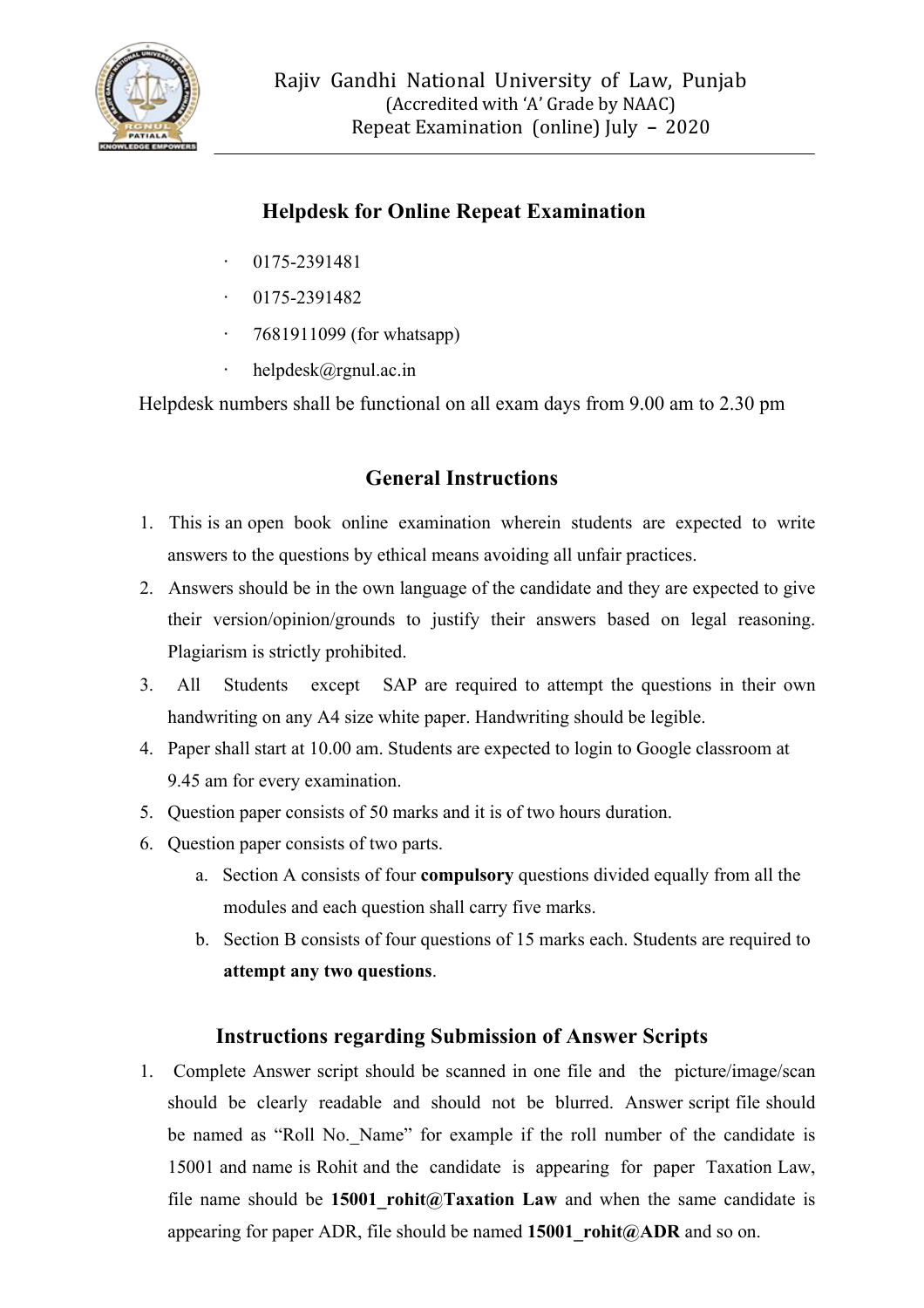Rajiv Gandhi National University of Law, Punjab
(Accredited with 'A' Grade by NAAC)
Repeat Examination (online) July – 2020

## Helpdesk for Online Repeat Examination

- 0175-2391481
- 0175-2391482
- 7681911099 (for whatsapp)
- helpdesk@rgnul.ac.in

Helpdesk numbers shall be functional on all exam days from 9.00 am to 2.30 pm

## General Instructions

1. This is an open book online examination wherein students are expected to write answers to the questions by ethical means avoiding all unfair practices.
2. Answers should be in the own language of the candidate and they are expected to give their version/opinion/grounds to justify their answers based on legal reasoning. Plagiarism is strictly prohibited.
3. All Students except SAP are required to attempt the questions in their own handwriting on any A4 size white paper. Handwriting should be legible.
4. Paper shall start at 10.00 am. Students are expected to login to Google classroom at 9.45 am for every examination.
5. Question paper consists of 50 marks and it is of two hours duration.
6. Question paper consists of two parts.
   a. Section A consists of four **compulsory** questions divided equally from all the modules and each question shall carry five marks.
   b. Section B consists of four questions of 15 marks each. Students are required to **attempt any two questions**.

## Instructions regarding Submission of Answer Scripts

1. Complete Answer script should be scanned in one file and the picture/image/scan should be clearly readable and should not be blurred. Answer script file should be named as "Roll No._Name" for example if the roll number of the candidate is 15001 and name is Rohit and the candidate is appearing for paper Taxation Law, file name should be **15001_rohit@Taxation Law** and when the same candidate is appearing for paper ADR, file should be named **15001_rohit@ADR** and so on.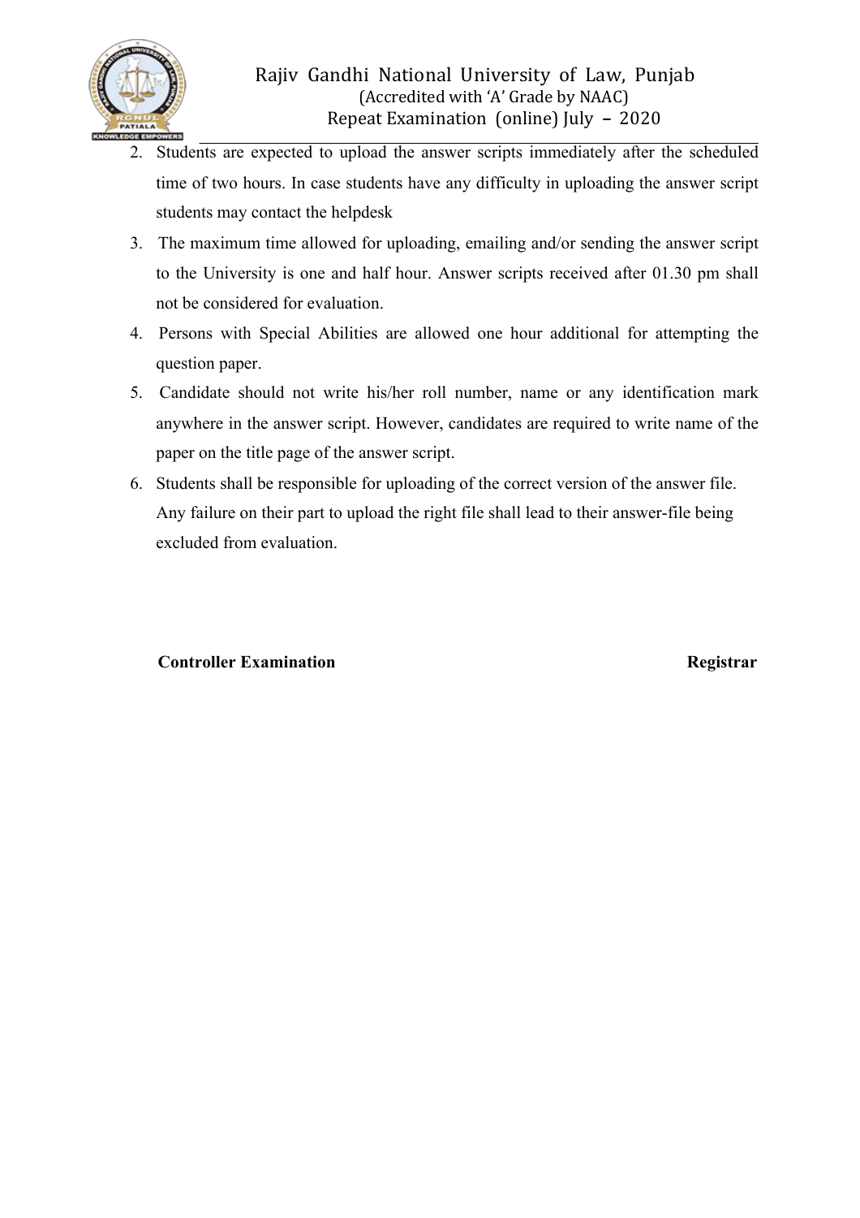2. Students are expected to upload the answer scripts immediately after the scheduled time of two hours. In case students have any difficulty in uploading the answer script students may contact the helpdesk
3. The maximum time allowed for uploading, emailing and/or sending the answer script to the University is one and half hour. Answer scripts received after 01.30 pm shall not be considered for evaluation.
4. Persons with Special Abilities are allowed one hour additional for attempting the question paper.
5. Candidate should not write his/her roll number, name or any identification mark anywhere in the answer script. However, candidates are required to write name of the paper on the title page of the answer script.
6. Students shall be responsible for uploading of the correct version of the answer file. Any failure on their part to upload the right file shall lead to their answer-file being excluded from evaluation.

**Controller Examination** **Registrar**